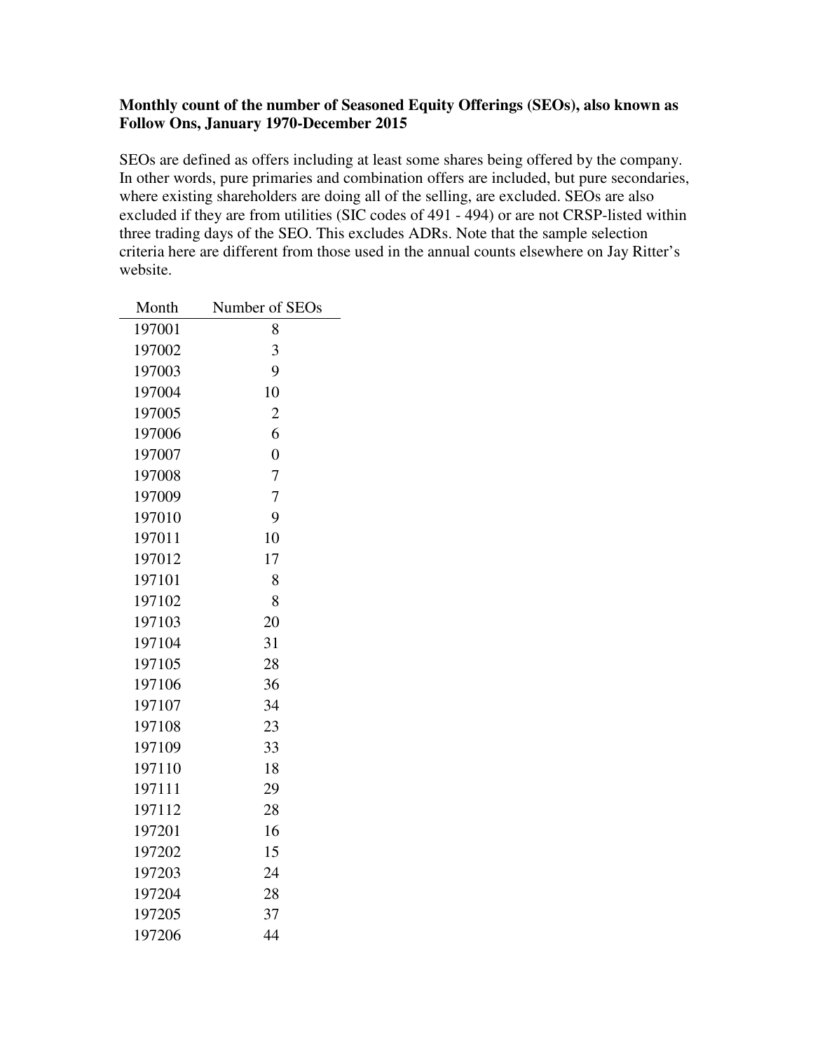**Monthly count of the number of Seasoned Equity Offerings (SEOs), also known as Follow Ons, January 1970-December 2015**

SEOs are defined as offers including at least some shares being offered by the company. In other words, pure primaries and combination offers are included, but pure secondaries, where existing shareholders are doing all of the selling, are excluded. SEOs are also excluded if they are from utilities (SIC codes of 491 - 494) or are not CRSP-listed within three trading days of the SEO. This excludes ADRs. Note that the sample selection criteria here are different from those used in the annual counts elsewhere on Jay Ritter's website.

| Month | Number of SEOs |
|---|---|
| 197001 | 8 |
| 197002 | 3 |
| 197003 | 9 |
| 197004 | 10 |
| 197005 | 2 |
| 197006 | 6 |
| 197007 | 0 |
| 197008 | 7 |
| 197009 | 7 |
| 197010 | 9 |
| 197011 | 10 |
| 197012 | 17 |
| 197101 | 8 |
| 197102 | 8 |
| 197103 | 20 |
| 197104 | 31 |
| 197105 | 28 |
| 197106 | 36 |
| 197107 | 34 |
| 197108 | 23 |
| 197109 | 33 |
| 197110 | 18 |
| 197111 | 29 |
| 197112 | 28 |
| 197201 | 16 |
| 197202 | 15 |
| 197203 | 24 |
| 197204 | 28 |
| 197205 | 37 |
| 197206 | 44 |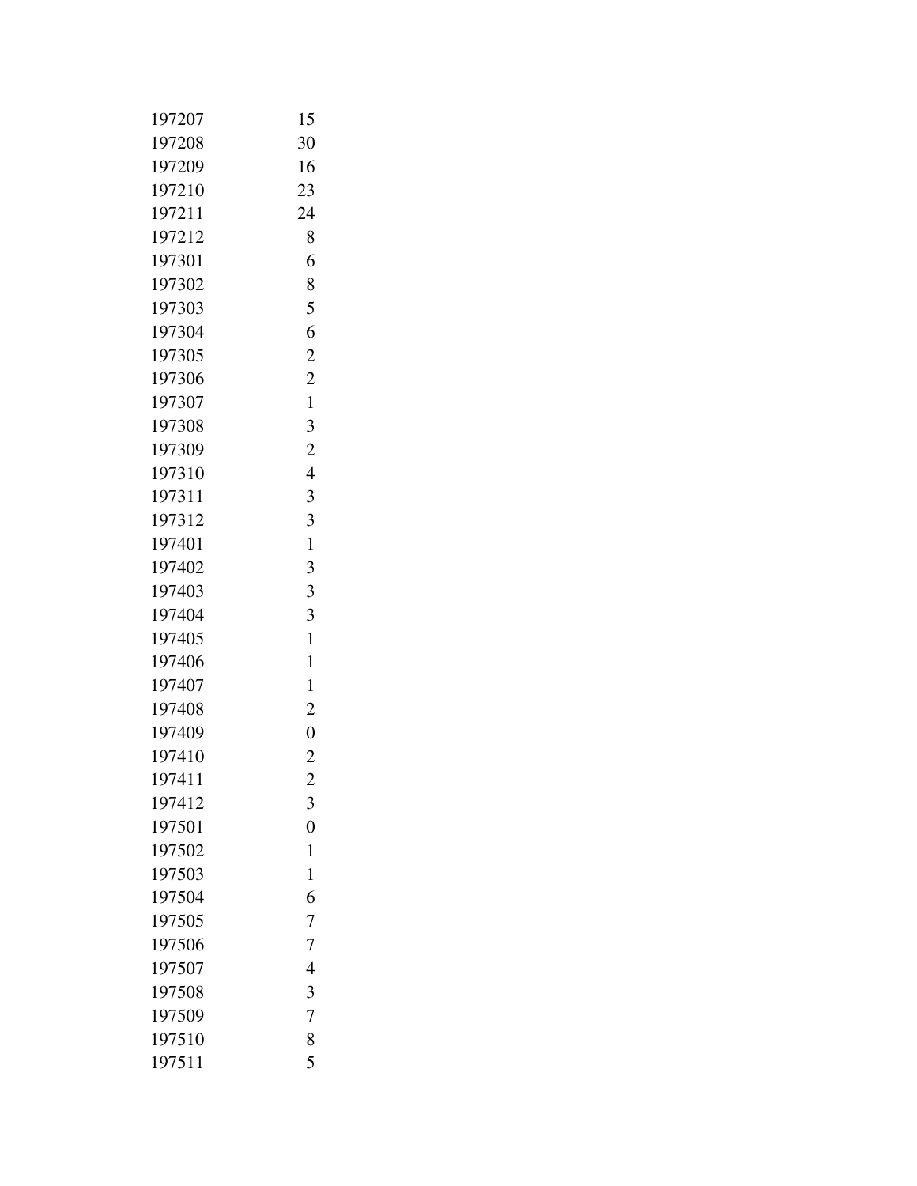| | |
|---|---|
| 197207 | 15 |
| 197208 | 30 |
| 197209 | 16 |
| 197210 | 23 |
| 197211 | 24 |
| 197212 | 8 |
| 197301 | 6 |
| 197302 | 8 |
| 197303 | 5 |
| 197304 | 6 |
| 197305 | 2 |
| 197306 | 2 |
| 197307 | 1 |
| 197308 | 3 |
| 197309 | 2 |
| 197310 | 4 |
| 197311 | 3 |
| 197312 | 3 |
| 197401 | 1 |
| 197402 | 3 |
| 197403 | 3 |
| 197404 | 3 |
| 197405 | 1 |
| 197406 | 1 |
| 197407 | 1 |
| 197408 | 2 |
| 197409 | 0 |
| 197410 | 2 |
| 197411 | 2 |
| 197412 | 3 |
| 197501 | 0 |
| 197502 | 1 |
| 197503 | 1 |
| 197504 | 6 |
| 197505 | 7 |
| 197506 | 7 |
| 197507 | 4 |
| 197508 | 3 |
| 197509 | 7 |
| 197510 | 8 |
| 197511 | 5 |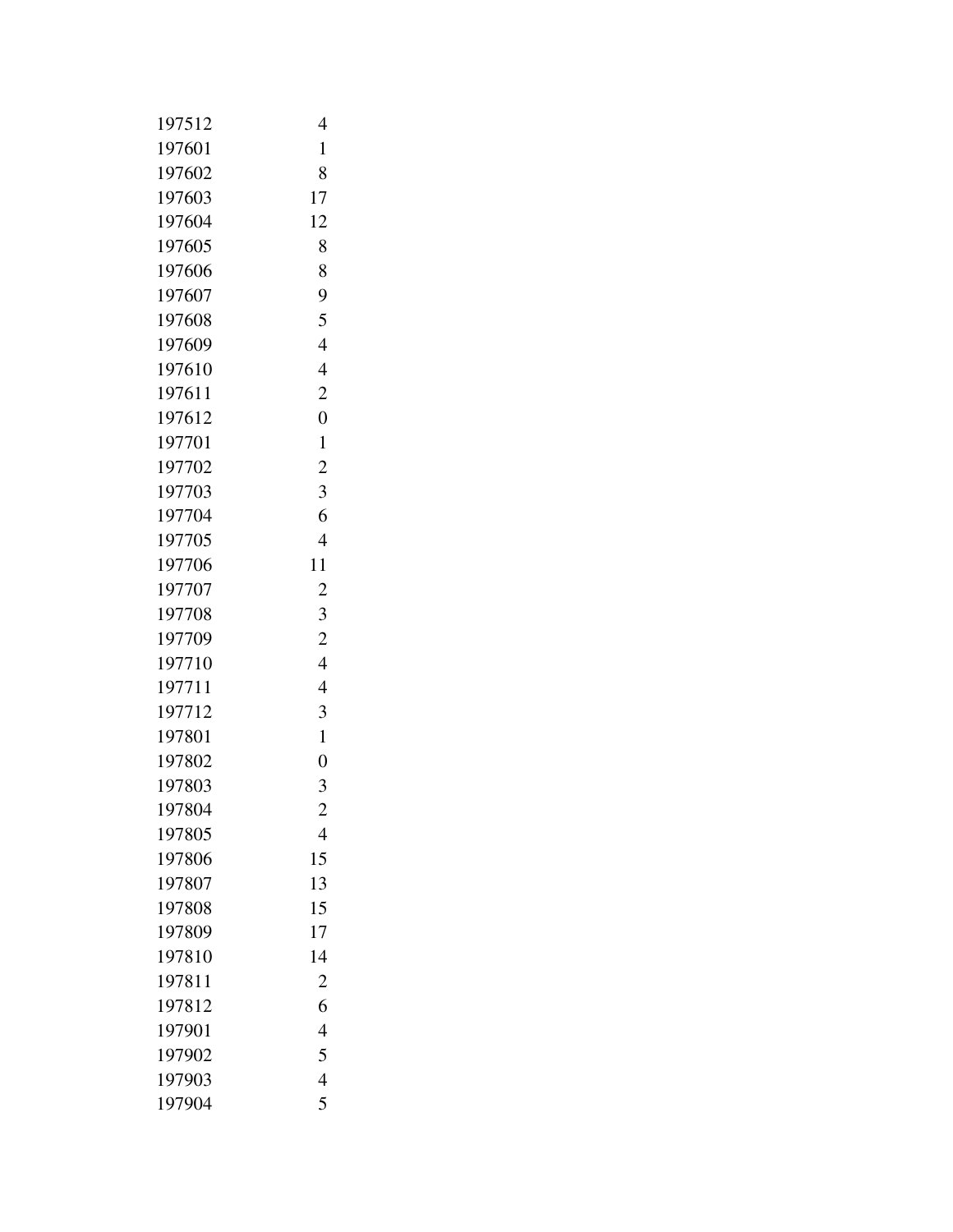| | |
|---|---|
| 197512 | 4 |
| 197601 | 1 |
| 197602 | 8 |
| 197603 | 17 |
| 197604 | 12 |
| 197605 | 8 |
| 197606 | 8 |
| 197607 | 9 |
| 197608 | 5 |
| 197609 | 4 |
| 197610 | 4 |
| 197611 | 2 |
| 197612 | 0 |
| 197701 | 1 |
| 197702 | 2 |
| 197703 | 3 |
| 197704 | 6 |
| 197705 | 4 |
| 197706 | 11 |
| 197707 | 2 |
| 197708 | 3 |
| 197709 | 2 |
| 197710 | 4 |
| 197711 | 4 |
| 197712 | 3 |
| 197801 | 1 |
| 197802 | 0 |
| 197803 | 3 |
| 197804 | 2 |
| 197805 | 4 |
| 197806 | 15 |
| 197807 | 13 |
| 197808 | 15 |
| 197809 | 17 |
| 197810 | 14 |
| 197811 | 2 |
| 197812 | 6 |
| 197901 | 4 |
| 197902 | 5 |
| 197903 | 4 |
| 197904 | 5 |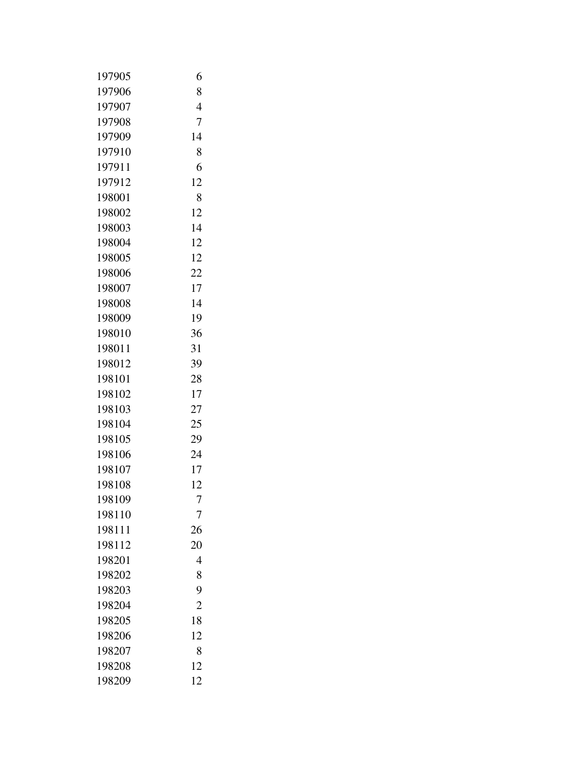| | |
|---|---|
| 197905 | 6 |
| 197906 | 8 |
| 197907 | 4 |
| 197908 | 7 |
| 197909 | 14 |
| 197910 | 8 |
| 197911 | 6 |
| 197912 | 12 |
| 198001 | 8 |
| 198002 | 12 |
| 198003 | 14 |
| 198004 | 12 |
| 198005 | 12 |
| 198006 | 22 |
| 198007 | 17 |
| 198008 | 14 |
| 198009 | 19 |
| 198010 | 36 |
| 198011 | 31 |
| 198012 | 39 |
| 198101 | 28 |
| 198102 | 17 |
| 198103 | 27 |
| 198104 | 25 |
| 198105 | 29 |
| 198106 | 24 |
| 198107 | 17 |
| 198108 | 12 |
| 198109 | 7 |
| 198110 | 7 |
| 198111 | 26 |
| 198112 | 20 |
| 198201 | 4 |
| 198202 | 8 |
| 198203 | 9 |
| 198204 | 2 |
| 198205 | 18 |
| 198206 | 12 |
| 198207 | 8 |
| 198208 | 12 |
| 198209 | 12 |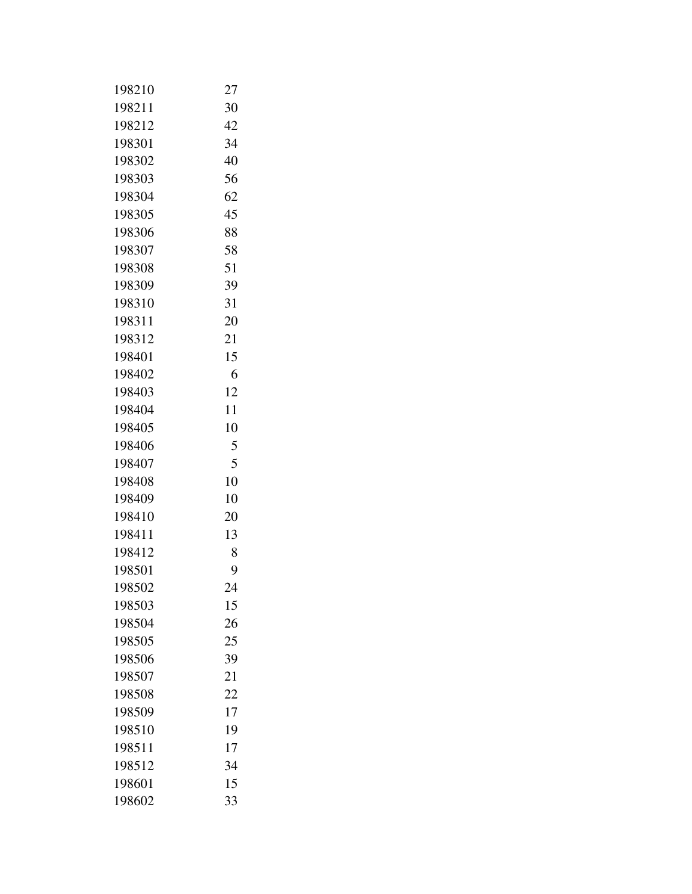| | |
|---|---|
| 198210 | 27 |
| 198211 | 30 |
| 198212 | 42 |
| 198301 | 34 |
| 198302 | 40 |
| 198303 | 56 |
| 198304 | 62 |
| 198305 | 45 |
| 198306 | 88 |
| 198307 | 58 |
| 198308 | 51 |
| 198309 | 39 |
| 198310 | 31 |
| 198311 | 20 |
| 198312 | 21 |
| 198401 | 15 |
| 198402 | 6 |
| 198403 | 12 |
| 198404 | 11 |
| 198405 | 10 |
| 198406 | 5 |
| 198407 | 5 |
| 198408 | 10 |
| 198409 | 10 |
| 198410 | 20 |
| 198411 | 13 |
| 198412 | 8 |
| 198501 | 9 |
| 198502 | 24 |
| 198503 | 15 |
| 198504 | 26 |
| 198505 | 25 |
| 198506 | 39 |
| 198507 | 21 |
| 198508 | 22 |
| 198509 | 17 |
| 198510 | 19 |
| 198511 | 17 |
| 198512 | 34 |
| 198601 | 15 |
| 198602 | 33 |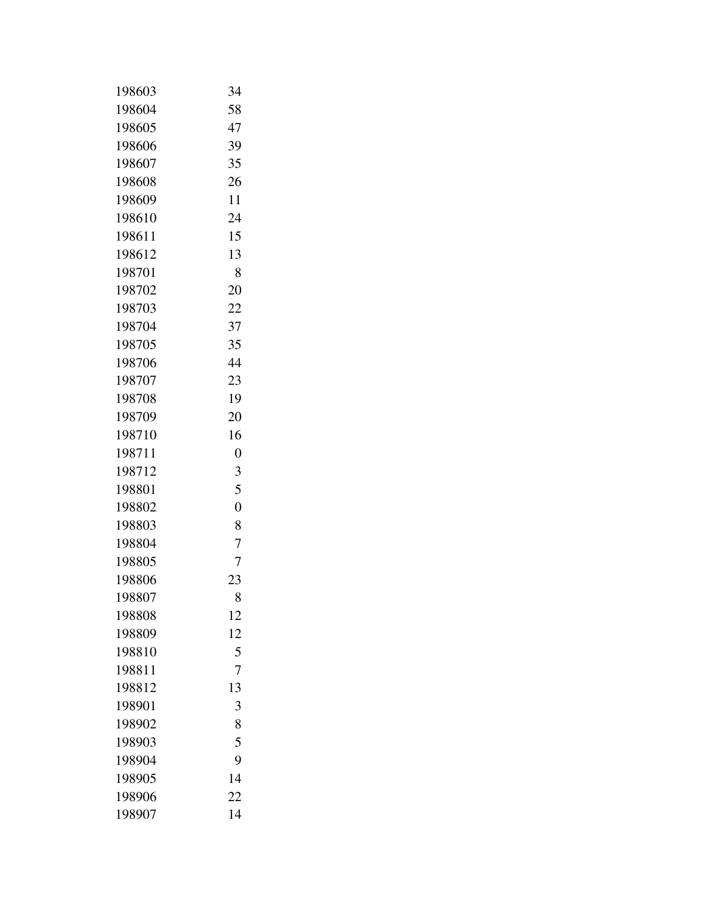| | |
|---|---|
| 198603 | 34 |
| 198604 | 58 |
| 198605 | 47 |
| 198606 | 39 |
| 198607 | 35 |
| 198608 | 26 |
| 198609 | 11 |
| 198610 | 24 |
| 198611 | 15 |
| 198612 | 13 |
| 198701 | 8 |
| 198702 | 20 |
| 198703 | 22 |
| 198704 | 37 |
| 198705 | 35 |
| 198706 | 44 |
| 198707 | 23 |
| 198708 | 19 |
| 198709 | 20 |
| 198710 | 16 |
| 198711 | 0 |
| 198712 | 3 |
| 198801 | 5 |
| 198802 | 0 |
| 198803 | 8 |
| 198804 | 7 |
| 198805 | 7 |
| 198806 | 23 |
| 198807 | 8 |
| 198808 | 12 |
| 198809 | 12 |
| 198810 | 5 |
| 198811 | 7 |
| 198812 | 13 |
| 198901 | 3 |
| 198902 | 8 |
| 198903 | 5 |
| 198904 | 9 |
| 198905 | 14 |
| 198906 | 22 |
| 198907 | 14 |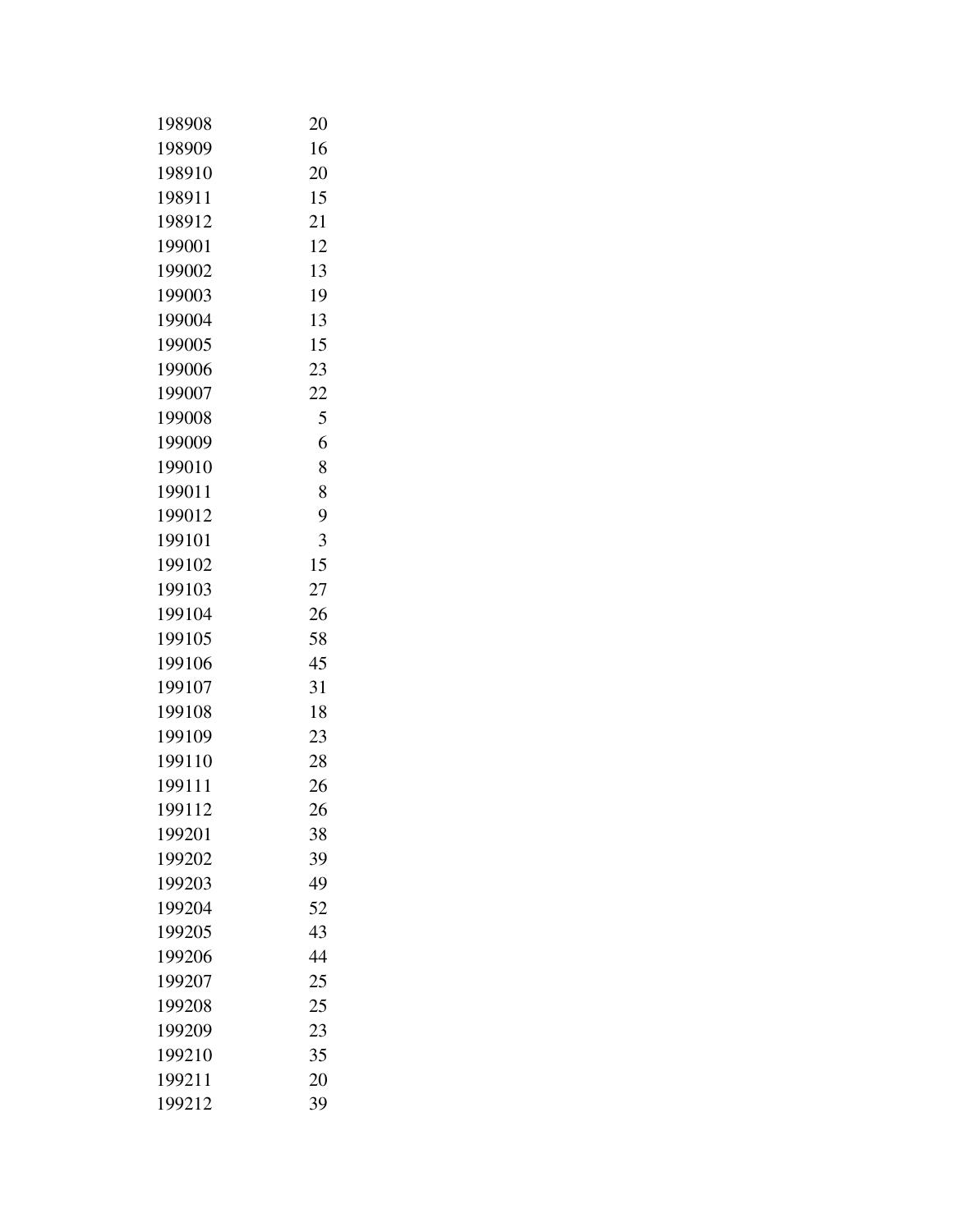| | |
|---|---|
| 198908 | 20 |
| 198909 | 16 |
| 198910 | 20 |
| 198911 | 15 |
| 198912 | 21 |
| 199001 | 12 |
| 199002 | 13 |
| 199003 | 19 |
| 199004 | 13 |
| 199005 | 15 |
| 199006 | 23 |
| 199007 | 22 |
| 199008 | 5 |
| 199009 | 6 |
| 199010 | 8 |
| 199011 | 8 |
| 199012 | 9 |
| 199101 | 3 |
| 199102 | 15 |
| 199103 | 27 |
| 199104 | 26 |
| 199105 | 58 |
| 199106 | 45 |
| 199107 | 31 |
| 199108 | 18 |
| 199109 | 23 |
| 199110 | 28 |
| 199111 | 26 |
| 199112 | 26 |
| 199201 | 38 |
| 199202 | 39 |
| 199203 | 49 |
| 199204 | 52 |
| 199205 | 43 |
| 199206 | 44 |
| 199207 | 25 |
| 199208 | 25 |
| 199209 | 23 |
| 199210 | 35 |
| 199211 | 20 |
| 199212 | 39 |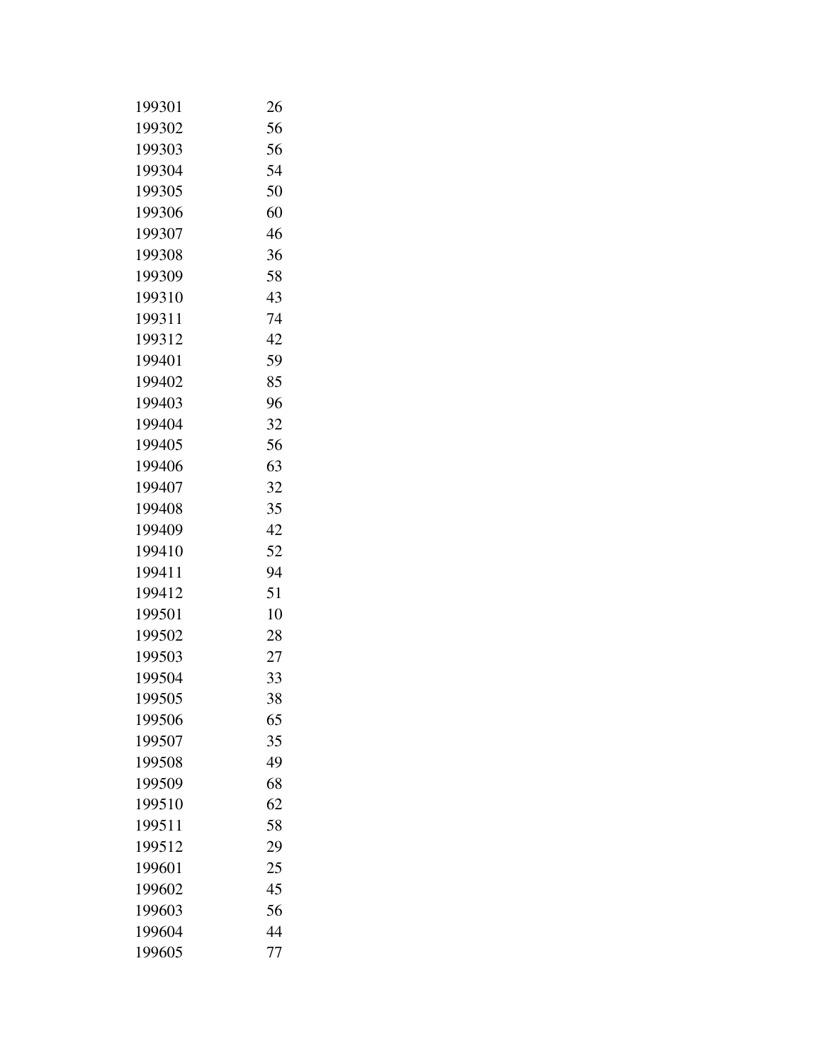| | |
|---|---|
| 199301 | 26 |
| 199302 | 56 |
| 199303 | 56 |
| 199304 | 54 |
| 199305 | 50 |
| 199306 | 60 |
| 199307 | 46 |
| 199308 | 36 |
| 199309 | 58 |
| 199310 | 43 |
| 199311 | 74 |
| 199312 | 42 |
| 199401 | 59 |
| 199402 | 85 |
| 199403 | 96 |
| 199404 | 32 |
| 199405 | 56 |
| 199406 | 63 |
| 199407 | 32 |
| 199408 | 35 |
| 199409 | 42 |
| 199410 | 52 |
| 199411 | 94 |
| 199412 | 51 |
| 199501 | 10 |
| 199502 | 28 |
| 199503 | 27 |
| 199504 | 33 |
| 199505 | 38 |
| 199506 | 65 |
| 199507 | 35 |
| 199508 | 49 |
| 199509 | 68 |
| 199510 | 62 |
| 199511 | 58 |
| 199512 | 29 |
| 199601 | 25 |
| 199602 | 45 |
| 199603 | 56 |
| 199604 | 44 |
| 199605 | 77 |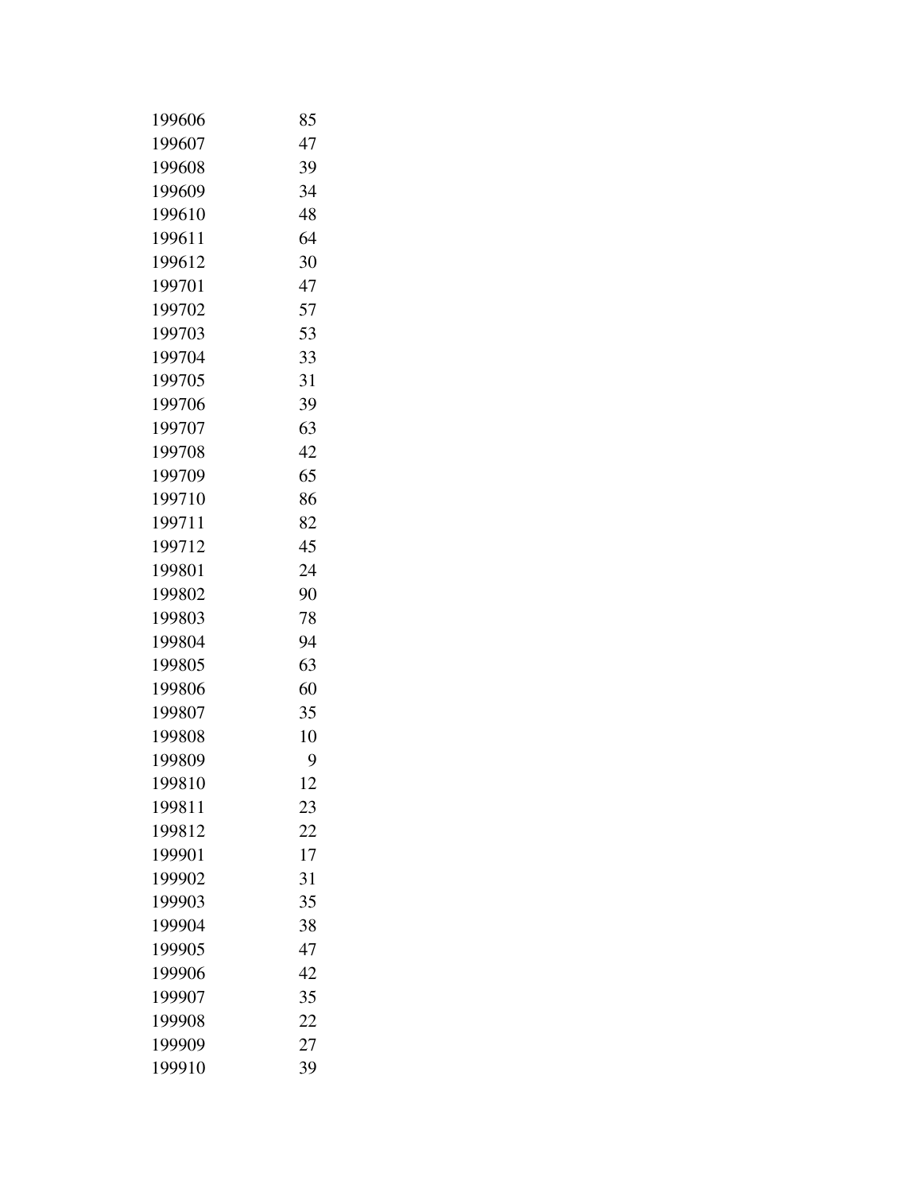| | |
|---|---|
| 199606 | 85 |
| 199607 | 47 |
| 199608 | 39 |
| 199609 | 34 |
| 199610 | 48 |
| 199611 | 64 |
| 199612 | 30 |
| 199701 | 47 |
| 199702 | 57 |
| 199703 | 53 |
| 199704 | 33 |
| 199705 | 31 |
| 199706 | 39 |
| 199707 | 63 |
| 199708 | 42 |
| 199709 | 65 |
| 199710 | 86 |
| 199711 | 82 |
| 199712 | 45 |
| 199801 | 24 |
| 199802 | 90 |
| 199803 | 78 |
| 199804 | 94 |
| 199805 | 63 |
| 199806 | 60 |
| 199807 | 35 |
| 199808 | 10 |
| 199809 | 9 |
| 199810 | 12 |
| 199811 | 23 |
| 199812 | 22 |
| 199901 | 17 |
| 199902 | 31 |
| 199903 | 35 |
| 199904 | 38 |
| 199905 | 47 |
| 199906 | 42 |
| 199907 | 35 |
| 199908 | 22 |
| 199909 | 27 |
| 199910 | 39 |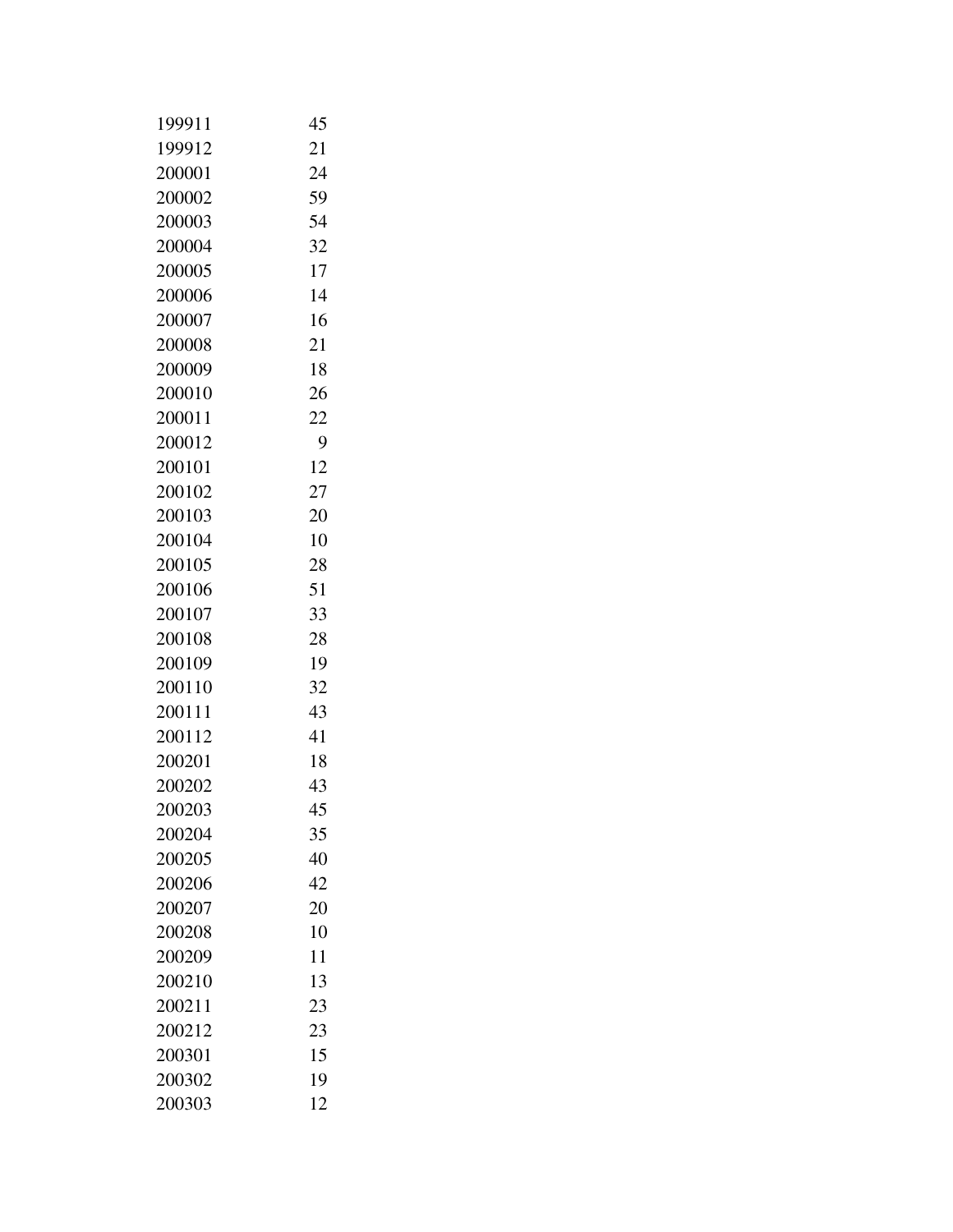| | |
|---|---|
| 199911 | 45 |
| 199912 | 21 |
| 200001 | 24 |
| 200002 | 59 |
| 200003 | 54 |
| 200004 | 32 |
| 200005 | 17 |
| 200006 | 14 |
| 200007 | 16 |
| 200008 | 21 |
| 200009 | 18 |
| 200010 | 26 |
| 200011 | 22 |
| 200012 | 9 |
| 200101 | 12 |
| 200102 | 27 |
| 200103 | 20 |
| 200104 | 10 |
| 200105 | 28 |
| 200106 | 51 |
| 200107 | 33 |
| 200108 | 28 |
| 200109 | 19 |
| 200110 | 32 |
| 200111 | 43 |
| 200112 | 41 |
| 200201 | 18 |
| 200202 | 43 |
| 200203 | 45 |
| 200204 | 35 |
| 200205 | 40 |
| 200206 | 42 |
| 200207 | 20 |
| 200208 | 10 |
| 200209 | 11 |
| 200210 | 13 |
| 200211 | 23 |
| 200212 | 23 |
| 200301 | 15 |
| 200302 | 19 |
| 200303 | 12 |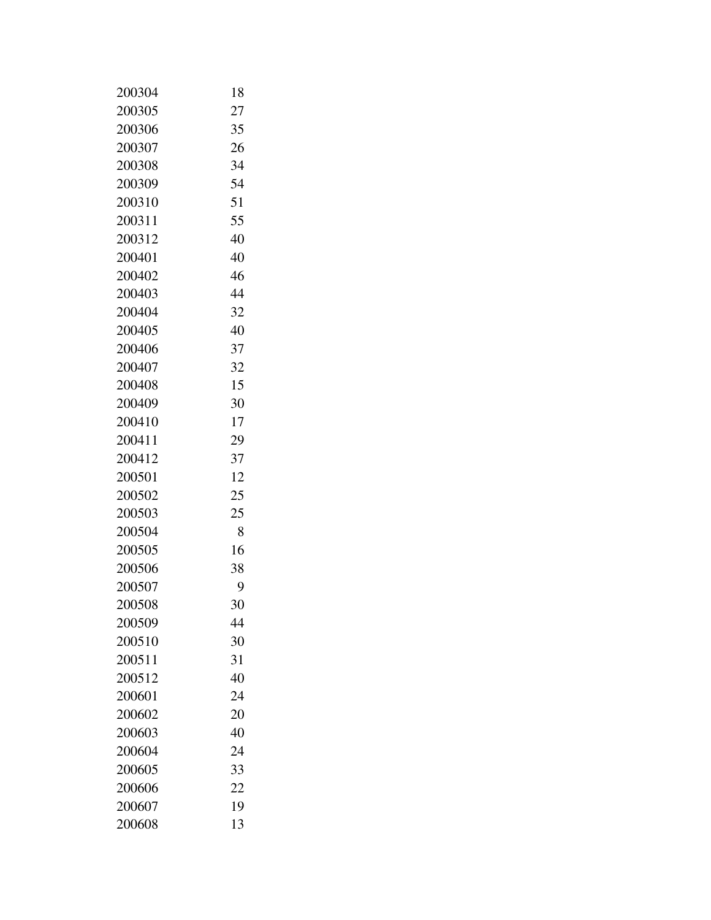| | |
|---|---|
| 200304 | 18 |
| 200305 | 27 |
| 200306 | 35 |
| 200307 | 26 |
| 200308 | 34 |
| 200309 | 54 |
| 200310 | 51 |
| 200311 | 55 |
| 200312 | 40 |
| 200401 | 40 |
| 200402 | 46 |
| 200403 | 44 |
| 200404 | 32 |
| 200405 | 40 |
| 200406 | 37 |
| 200407 | 32 |
| 200408 | 15 |
| 200409 | 30 |
| 200410 | 17 |
| 200411 | 29 |
| 200412 | 37 |
| 200501 | 12 |
| 200502 | 25 |
| 200503 | 25 |
| 200504 | 8 |
| 200505 | 16 |
| 200506 | 38 |
| 200507 | 9 |
| 200508 | 30 |
| 200509 | 44 |
| 200510 | 30 |
| 200511 | 31 |
| 200512 | 40 |
| 200601 | 24 |
| 200602 | 20 |
| 200603 | 40 |
| 200604 | 24 |
| 200605 | 33 |
| 200606 | 22 |
| 200607 | 19 |
| 200608 | 13 |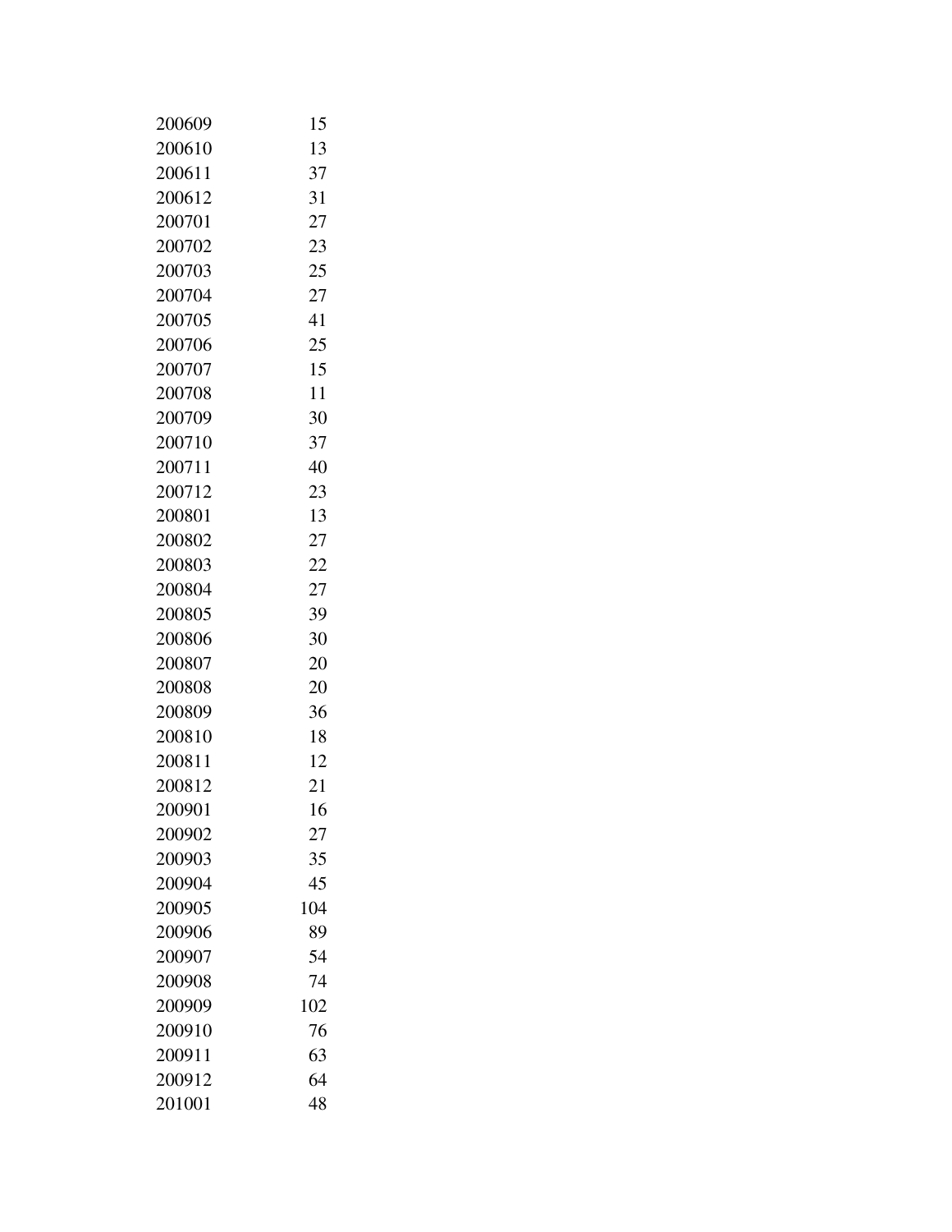| | |
|---|---|
| 200609 | 15 |
| 200610 | 13 |
| 200611 | 37 |
| 200612 | 31 |
| 200701 | 27 |
| 200702 | 23 |
| 200703 | 25 |
| 200704 | 27 |
| 200705 | 41 |
| 200706 | 25 |
| 200707 | 15 |
| 200708 | 11 |
| 200709 | 30 |
| 200710 | 37 |
| 200711 | 40 |
| 200712 | 23 |
| 200801 | 13 |
| 200802 | 27 |
| 200803 | 22 |
| 200804 | 27 |
| 200805 | 39 |
| 200806 | 30 |
| 200807 | 20 |
| 200808 | 20 |
| 200809 | 36 |
| 200810 | 18 |
| 200811 | 12 |
| 200812 | 21 |
| 200901 | 16 |
| 200902 | 27 |
| 200903 | 35 |
| 200904 | 45 |
| 200905 | 104 |
| 200906 | 89 |
| 200907 | 54 |
| 200908 | 74 |
| 200909 | 102 |
| 200910 | 76 |
| 200911 | 63 |
| 200912 | 64 |
| 201001 | 48 |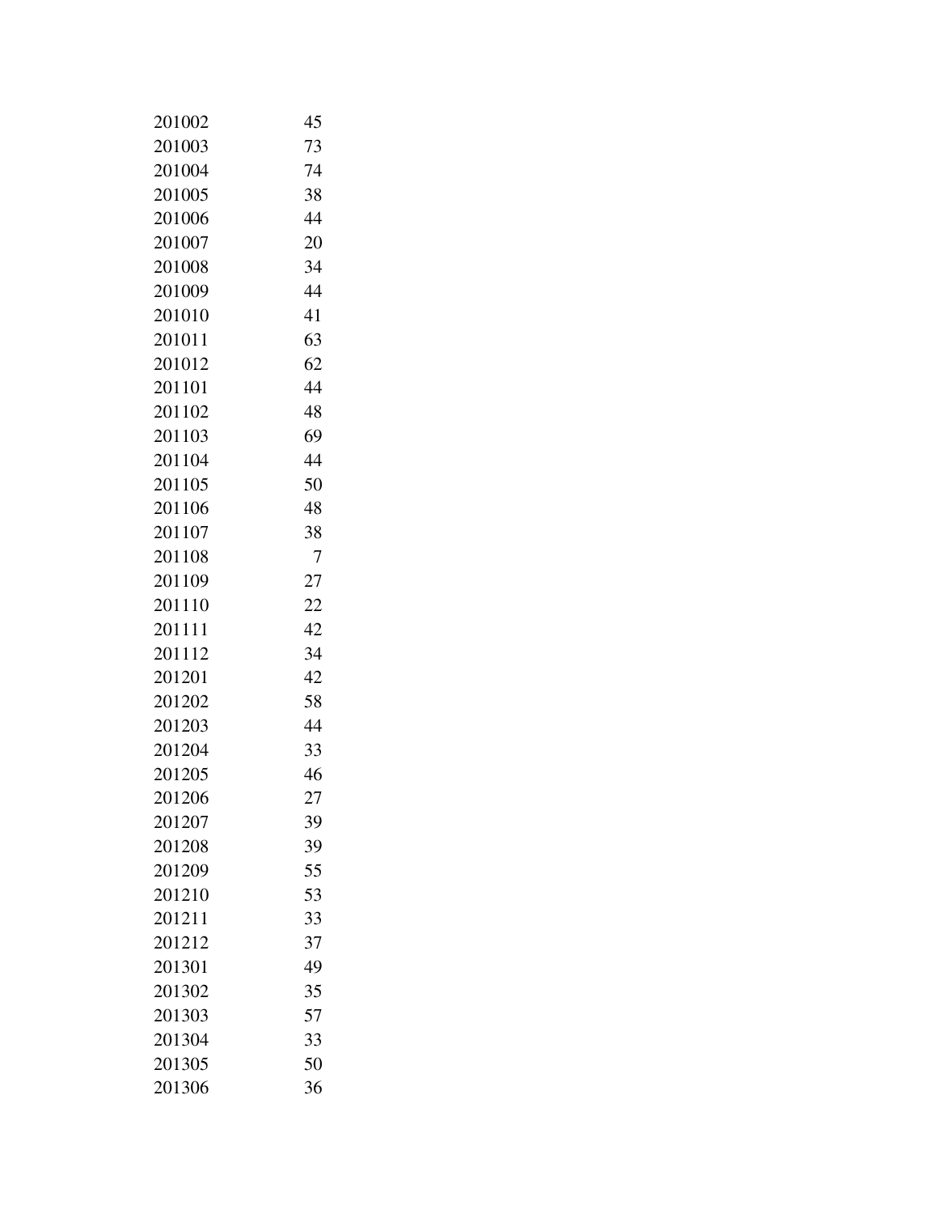| | |
|---|---|
| 201002 | 45 |
| 201003 | 73 |
| 201004 | 74 |
| 201005 | 38 |
| 201006 | 44 |
| 201007 | 20 |
| 201008 | 34 |
| 201009 | 44 |
| 201010 | 41 |
| 201011 | 63 |
| 201012 | 62 |
| 201101 | 44 |
| 201102 | 48 |
| 201103 | 69 |
| 201104 | 44 |
| 201105 | 50 |
| 201106 | 48 |
| 201107 | 38 |
| 201108 | 7 |
| 201109 | 27 |
| 201110 | 22 |
| 201111 | 42 |
| 201112 | 34 |
| 201201 | 42 |
| 201202 | 58 |
| 201203 | 44 |
| 201204 | 33 |
| 201205 | 46 |
| 201206 | 27 |
| 201207 | 39 |
| 201208 | 39 |
| 201209 | 55 |
| 201210 | 53 |
| 201211 | 33 |
| 201212 | 37 |
| 201301 | 49 |
| 201302 | 35 |
| 201303 | 57 |
| 201304 | 33 |
| 201305 | 50 |
| 201306 | 36 |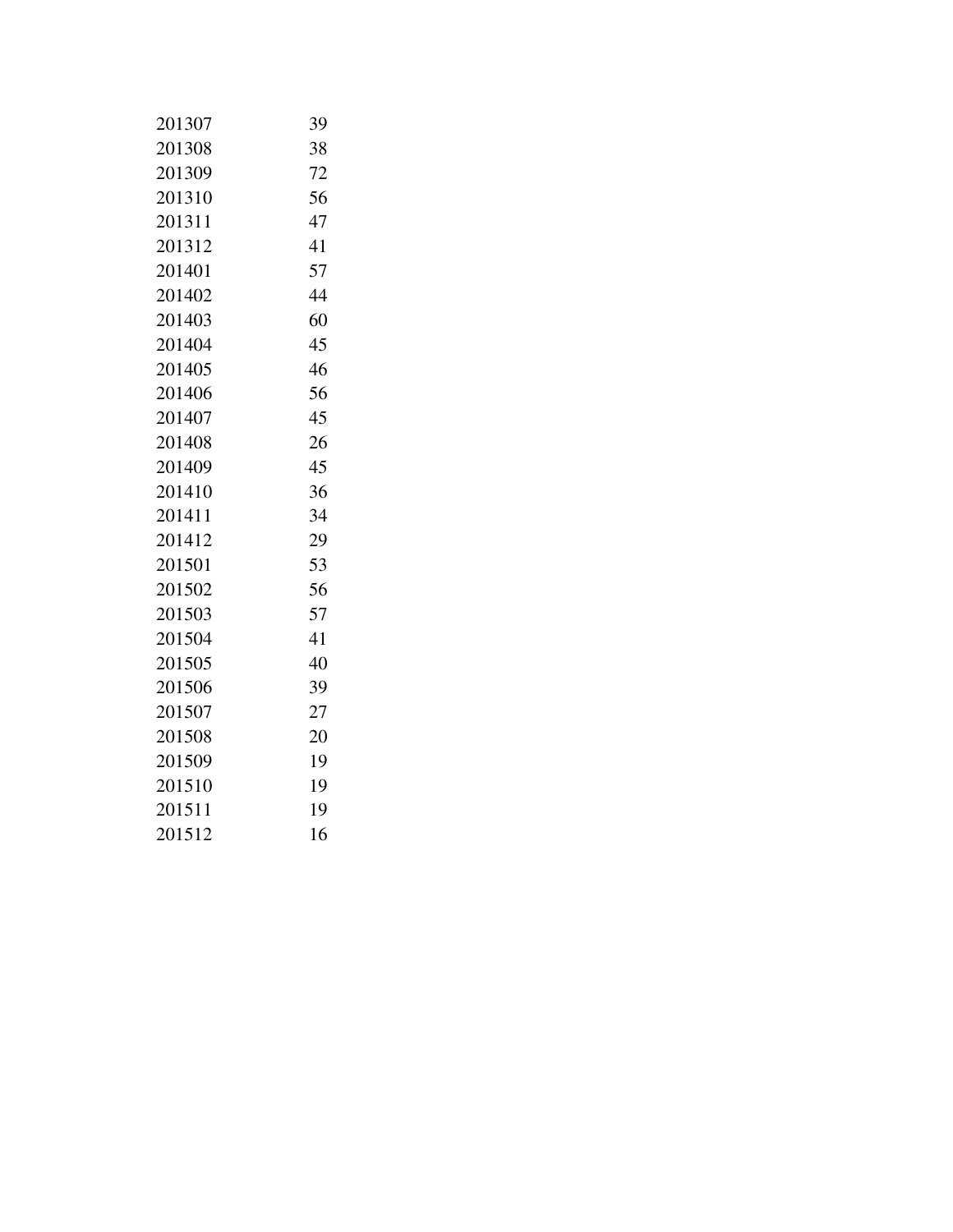| | |
|---|---|
| 201307 | 39 |
| 201308 | 38 |
| 201309 | 72 |
| 201310 | 56 |
| 201311 | 47 |
| 201312 | 41 |
| 201401 | 57 |
| 201402 | 44 |
| 201403 | 60 |
| 201404 | 45 |
| 201405 | 46 |
| 201406 | 56 |
| 201407 | 45 |
| 201408 | 26 |
| 201409 | 45 |
| 201410 | 36 |
| 201411 | 34 |
| 201412 | 29 |
| 201501 | 53 |
| 201502 | 56 |
| 201503 | 57 |
| 201504 | 41 |
| 201505 | 40 |
| 201506 | 39 |
| 201507 | 27 |
| 201508 | 20 |
| 201509 | 19 |
| 201510 | 19 |
| 201511 | 19 |
| 201512 | 16 |